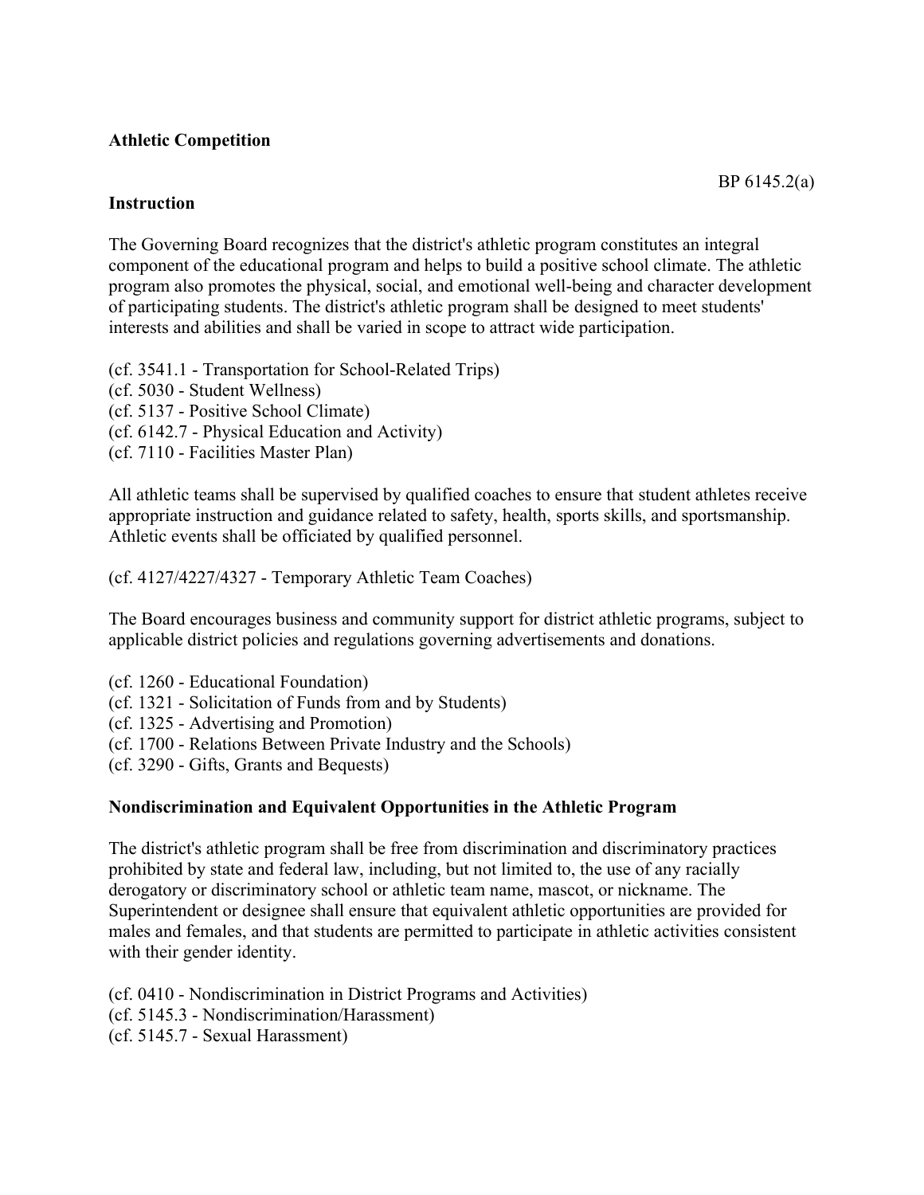**Athletic Competition**

BP 6145.2(a)

**Instruction**

The Governing Board recognizes that the district's athletic program constitutes an integral component of the educational program and helps to build a positive school climate. The athletic program also promotes the physical, social, and emotional well-being and character development of participating students. The district's athletic program shall be designed to meet students' interests and abilities and shall be varied in scope to attract wide participation.

(cf. 3541.1 - Transportation for School-Related Trips)
(cf. 5030 - Student Wellness)
(cf. 5137 - Positive School Climate)
(cf. 6142.7 - Physical Education and Activity)
(cf. 7110 - Facilities Master Plan)

All athletic teams shall be supervised by qualified coaches to ensure that student athletes receive appropriate instruction and guidance related to safety, health, sports skills, and sportsmanship. Athletic events shall be officiated by qualified personnel.

(cf. 4127/4227/4327 - Temporary Athletic Team Coaches)

The Board encourages business and community support for district athletic programs, subject to applicable district policies and regulations governing advertisements and donations.

(cf. 1260 - Educational Foundation)
(cf. 1321 - Solicitation of Funds from and by Students)
(cf. 1325 - Advertising and Promotion)
(cf. 1700 - Relations Between Private Industry and the Schools)
(cf. 3290 - Gifts, Grants and Bequests)

**Nondiscrimination and Equivalent Opportunities in the Athletic Program**

The district's athletic program shall be free from discrimination and discriminatory practices prohibited by state and federal law, including, but not limited to, the use of any racially derogatory or discriminatory school or athletic team name, mascot, or nickname. The Superintendent or designee shall ensure that equivalent athletic opportunities are provided for males and females, and that students are permitted to participate in athletic activities consistent with their gender identity.

(cf. 0410 - Nondiscrimination in District Programs and Activities)
(cf. 5145.3 - Nondiscrimination/Harassment)
(cf. 5145.7 - Sexual Harassment)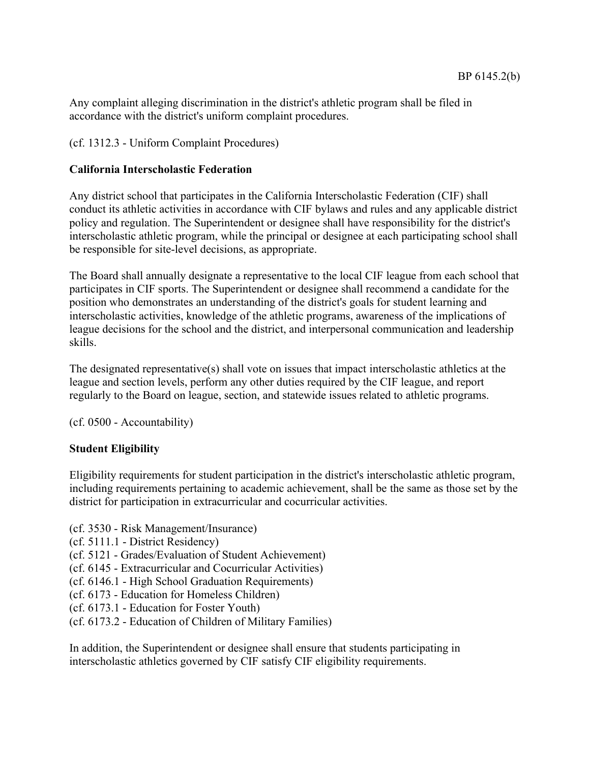Any complaint alleging discrimination in the district's athletic program shall be filed in accordance with the district's uniform complaint procedures.

(cf. 1312.3 - Uniform Complaint Procedures)

**California Interscholastic Federation**

Any district school that participates in the California Interscholastic Federation (CIF) shall conduct its athletic activities in accordance with CIF bylaws and rules and any applicable district policy and regulation. The Superintendent or designee shall have responsibility for the district's interscholastic athletic program, while the principal or designee at each participating school shall be responsible for site-level decisions, as appropriate.

The Board shall annually designate a representative to the local CIF league from each school that participates in CIF sports. The Superintendent or designee shall recommend a candidate for the position who demonstrates an understanding of the district's goals for student learning and interscholastic activities, knowledge of the athletic programs, awareness of the implications of league decisions for the school and the district, and interpersonal communication and leadership skills.

The designated representative(s) shall vote on issues that impact interscholastic athletics at the league and section levels, perform any other duties required by the CIF league, and report regularly to the Board on league, section, and statewide issues related to athletic programs.

(cf. 0500 - Accountability)

**Student Eligibility**

Eligibility requirements for student participation in the district's interscholastic athletic program, including requirements pertaining to academic achievement, shall be the same as those set by the district for participation in extracurricular and cocurricular activities.

(cf. 3530 - Risk Management/Insurance)
(cf. 5111.1 - District Residency)
(cf. 5121 - Grades/Evaluation of Student Achievement)
(cf. 6145 - Extracurricular and Cocurricular Activities)
(cf. 6146.1 - High School Graduation Requirements)
(cf. 6173 - Education for Homeless Children)
(cf. 6173.1 - Education for Foster Youth)
(cf. 6173.2 - Education of Children of Military Families)

In addition, the Superintendent or designee shall ensure that students participating in interscholastic athletics governed by CIF satisfy CIF eligibility requirements.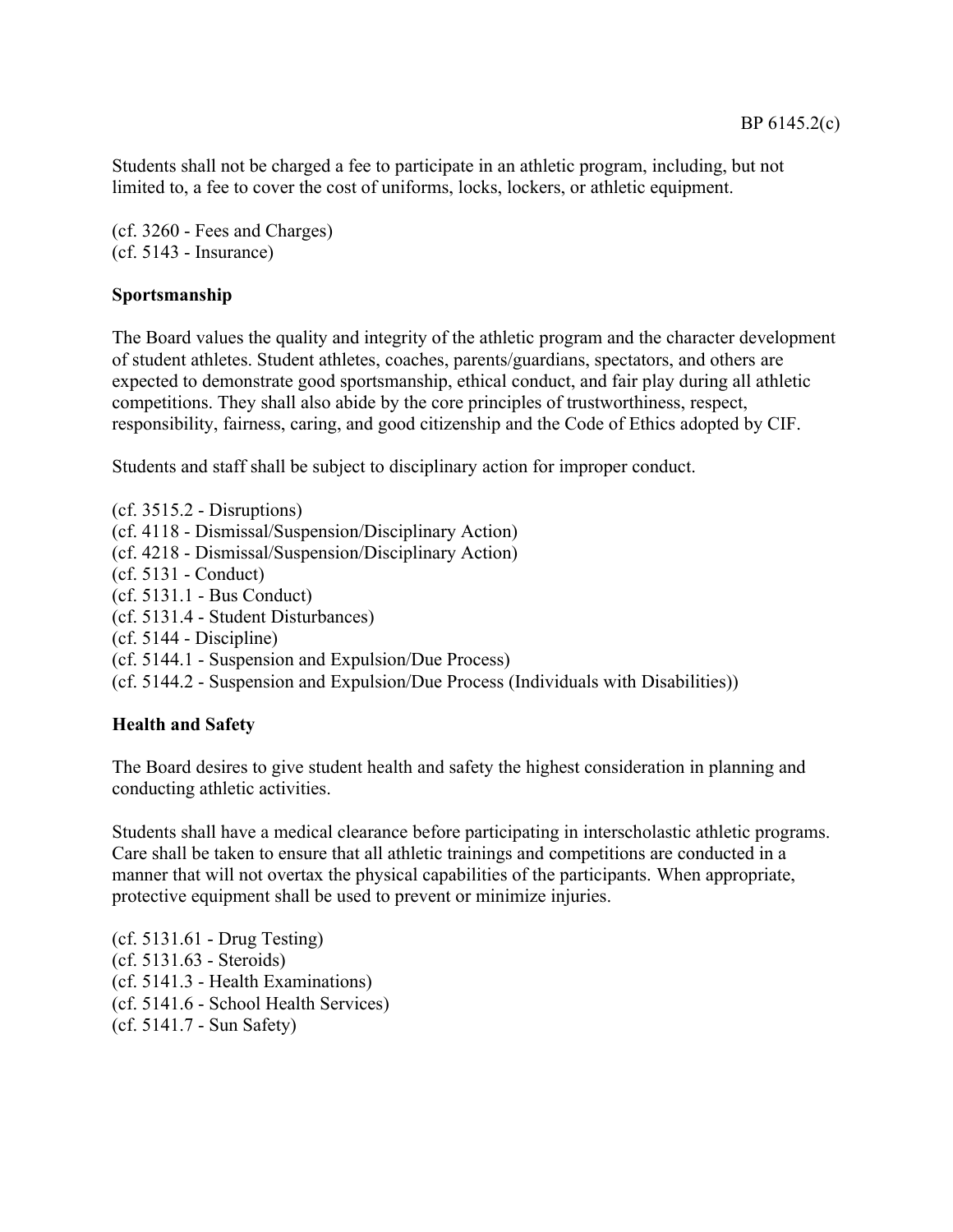Students shall not be charged a fee to participate in an athletic program, including, but not limited to, a fee to cover the cost of uniforms, locks, lockers, or athletic equipment.

(cf. 3260 - Fees and Charges)
(cf. 5143 - Insurance)

**Sportsmanship**

The Board values the quality and integrity of the athletic program and the character development of student athletes. Student athletes, coaches, parents/guardians, spectators, and others are expected to demonstrate good sportsmanship, ethical conduct, and fair play during all athletic competitions. They shall also abide by the core principles of trustworthiness, respect, responsibility, fairness, caring, and good citizenship and the Code of Ethics adopted by CIF.

Students and staff shall be subject to disciplinary action for improper conduct.

(cf. 3515.2 - Disruptions)
(cf. 4118 - Dismissal/Suspension/Disciplinary Action)
(cf. 4218 - Dismissal/Suspension/Disciplinary Action)
(cf. 5131 - Conduct)
(cf. 5131.1 - Bus Conduct)
(cf. 5131.4 - Student Disturbances)
(cf. 5144 - Discipline)
(cf. 5144.1 - Suspension and Expulsion/Due Process)
(cf. 5144.2 - Suspension and Expulsion/Due Process (Individuals with Disabilities))

**Health and Safety**

The Board desires to give student health and safety the highest consideration in planning and conducting athletic activities.

Students shall have a medical clearance before participating in interscholastic athletic programs. Care shall be taken to ensure that all athletic trainings and competitions are conducted in a manner that will not overtax the physical capabilities of the participants. When appropriate, protective equipment shall be used to prevent or minimize injuries.

(cf. 5131.61 - Drug Testing)
(cf. 5131.63 - Steroids)
(cf. 5141.3 - Health Examinations)
(cf. 5141.6 - School Health Services)
(cf. 5141.7 - Sun Safety)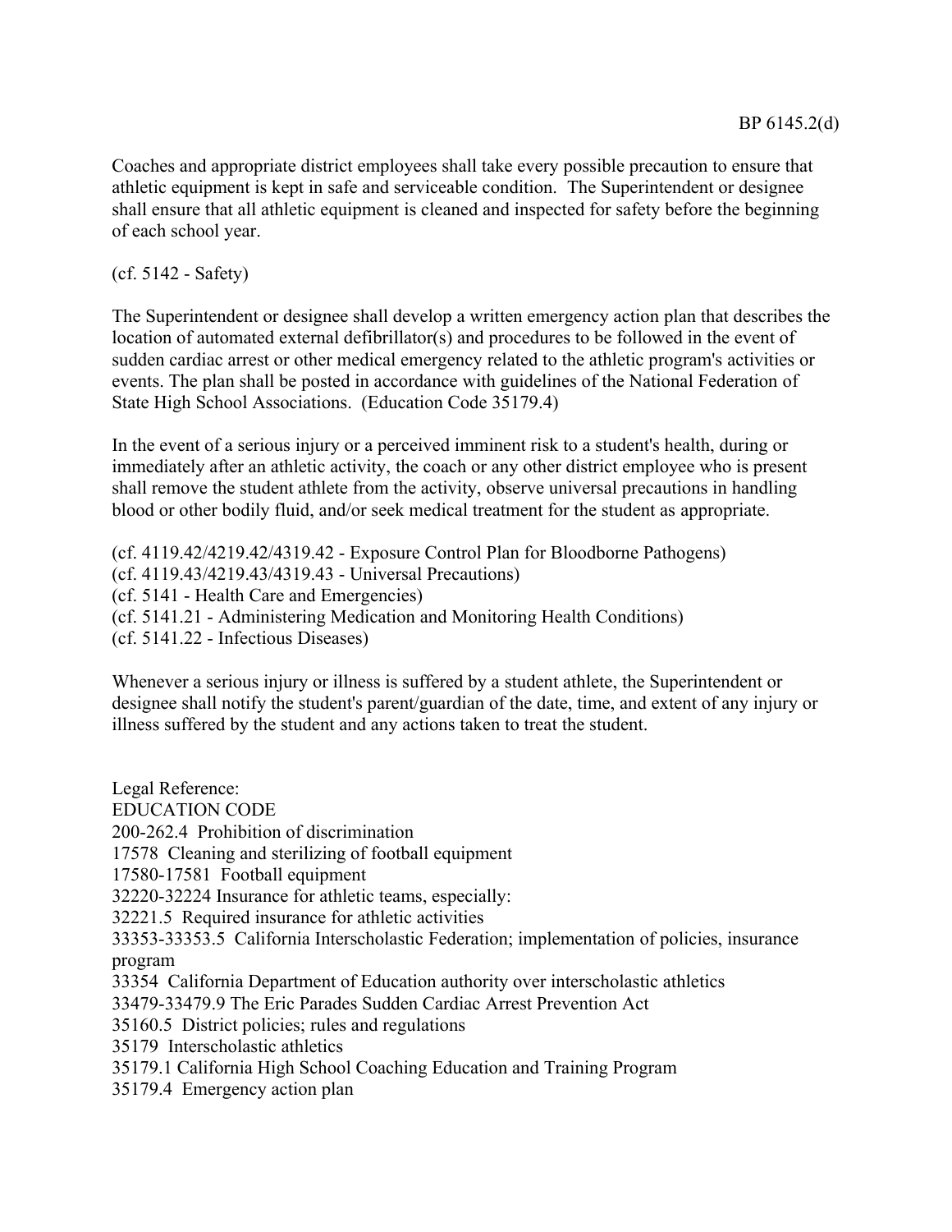Coaches and appropriate district employees shall take every possible precaution to ensure that athletic equipment is kept in safe and serviceable condition. The Superintendent or designee shall ensure that all athletic equipment is cleaned and inspected for safety before the beginning of each school year.

(cf. 5142 - Safety)

The Superintendent or designee shall develop a written emergency action plan that describes the location of automated external defibrillator(s) and procedures to be followed in the event of sudden cardiac arrest or other medical emergency related to the athletic program's activities or events. The plan shall be posted in accordance with guidelines of the National Federation of State High School Associations. (Education Code 35179.4)

In the event of a serious injury or a perceived imminent risk to a student's health, during or immediately after an athletic activity, the coach or any other district employee who is present shall remove the student athlete from the activity, observe universal precautions in handling blood or other bodily fluid, and/or seek medical treatment for the student as appropriate.

(cf. 4119.42/4219.42/4319.42 - Exposure Control Plan for Bloodborne Pathogens)
(cf. 4119.43/4219.43/4319.43 - Universal Precautions)
(cf. 5141 - Health Care and Emergencies)
(cf. 5141.21 - Administering Medication and Monitoring Health Conditions)
(cf. 5141.22 - Infectious Diseases)

Whenever a serious injury or illness is suffered by a student athlete, the Superintendent or designee shall notify the student's parent/guardian of the date, time, and extent of any injury or illness suffered by the student and any actions taken to treat the student.

Legal Reference:
EDUCATION CODE
200-262.4 Prohibition of discrimination
17578 Cleaning and sterilizing of football equipment
17580-17581 Football equipment
32220-32224 Insurance for athletic teams, especially:
32221.5 Required insurance for athletic activities
33353-33353.5 California Interscholastic Federation; implementation of policies, insurance program
33354 California Department of Education authority over interscholastic athletics
33479-33479.9 The Eric Parades Sudden Cardiac Arrest Prevention Act
35160.5 District policies; rules and regulations
35179 Interscholastic athletics
35179.1 California High School Coaching Education and Training Program
35179.4 Emergency action plan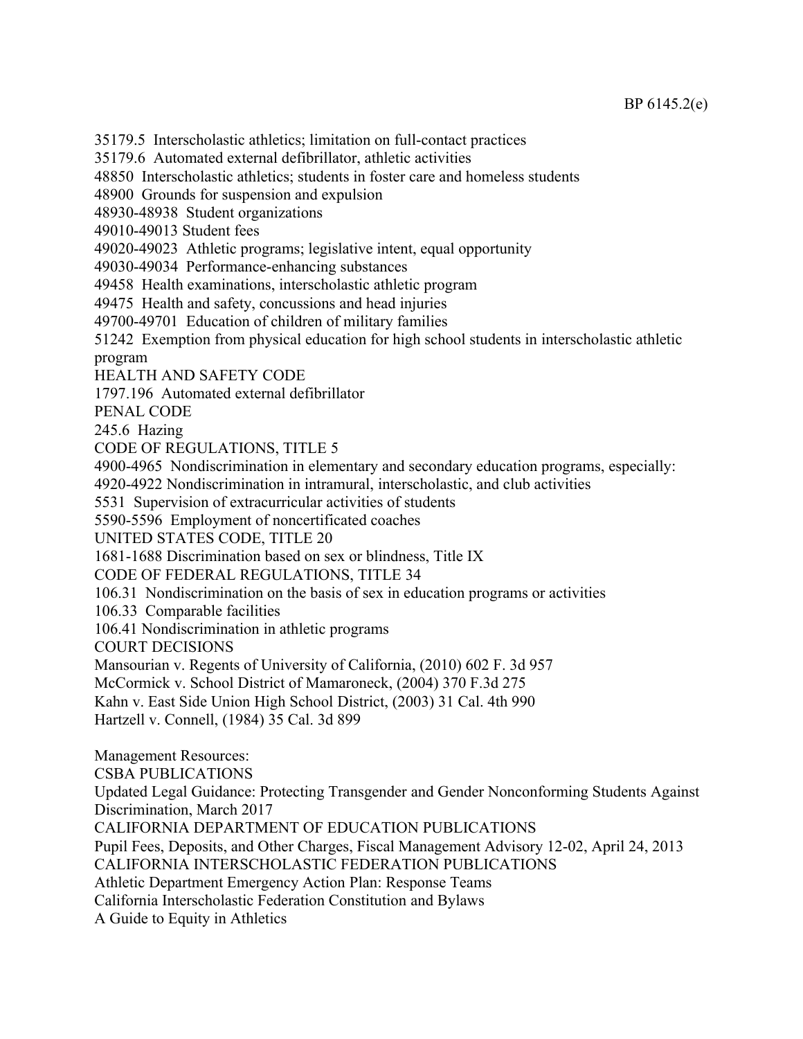35179.5  Interscholastic athletics; limitation on full-contact practices
35179.6  Automated external defibrillator, athletic activities
48850  Interscholastic athletics; students in foster care and homeless students
48900  Grounds for suspension and expulsion
48930-48938  Student organizations
49010-49013 Student fees
49020-49023  Athletic programs; legislative intent, equal opportunity
49030-49034  Performance-enhancing substances
49458  Health examinations, interscholastic athletic program
49475  Health and safety, concussions and head injuries
49700-49701  Education of children of military families
51242  Exemption from physical education for high school students in interscholastic athletic program
HEALTH AND SAFETY CODE
1797.196  Automated external defibrillator
PENAL CODE
245.6  Hazing
CODE OF REGULATIONS, TITLE 5
4900-4965  Nondiscrimination in elementary and secondary education programs, especially:
4920-4922 Nondiscrimination in intramural, interscholastic, and club activities
5531  Supervision of extracurricular activities of students
5590-5596  Employment of noncertificated coaches
UNITED STATES CODE, TITLE 20
1681-1688 Discrimination based on sex or blindness, Title IX
CODE OF FEDERAL REGULATIONS, TITLE 34
106.31  Nondiscrimination on the basis of sex in education programs or activities
106.33  Comparable facilities
106.41 Nondiscrimination in athletic programs
COURT DECISIONS
Mansourian v. Regents of University of California, (2010) 602 F. 3d 957
McCormick v. School District of Mamaroneck, (2004) 370 F.3d 275
Kahn v. East Side Union High School District, (2003) 31 Cal. 4th 990
Hartzell v. Connell, (1984) 35 Cal. 3d 899

Management Resources:
CSBA PUBLICATIONS
Updated Legal Guidance: Protecting Transgender and Gender Nonconforming Students Against Discrimination, March 2017
CALIFORNIA DEPARTMENT OF EDUCATION PUBLICATIONS
Pupil Fees, Deposits, and Other Charges, Fiscal Management Advisory 12-02, April 24, 2013
CALIFORNIA INTERSCHOLASTIC FEDERATION PUBLICATIONS
Athletic Department Emergency Action Plan: Response Teams
California Interscholastic Federation Constitution and Bylaws
A Guide to Equity in Athletics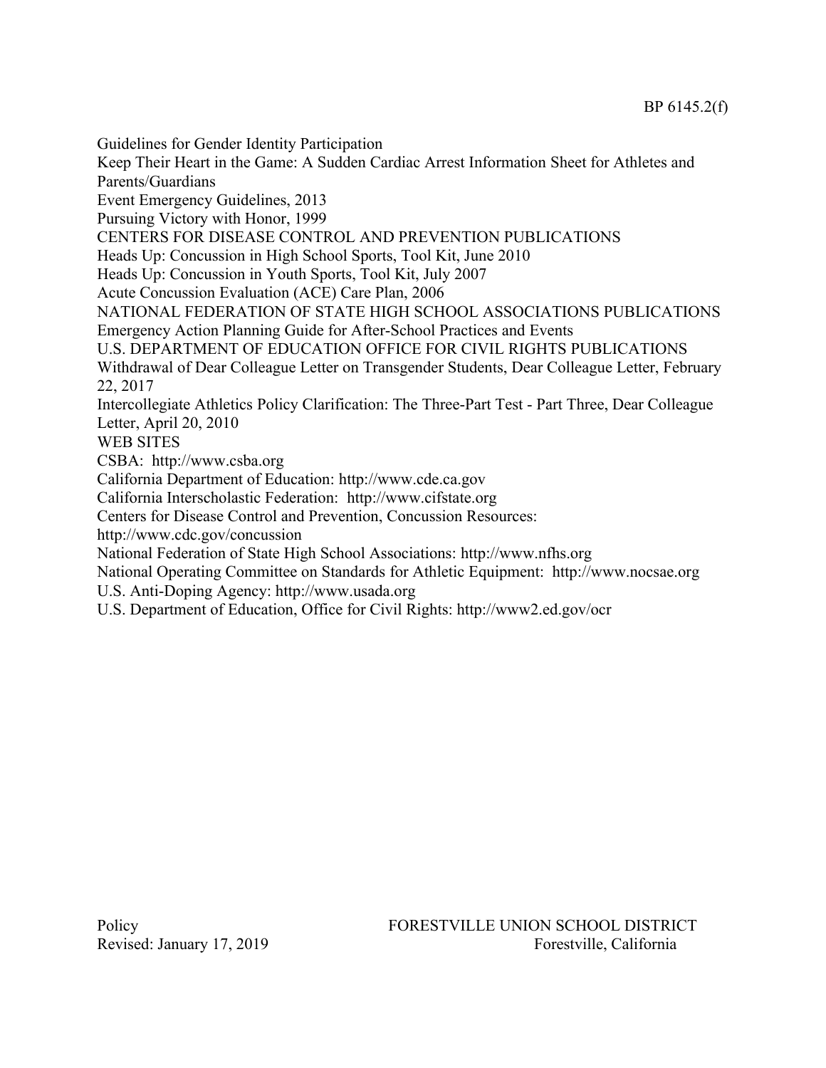Guidelines for Gender Identity Participation

Keep Their Heart in the Game: A Sudden Cardiac Arrest Information Sheet for Athletes and Parents/Guardians

Event Emergency Guidelines, 2013

Pursuing Victory with Honor, 1999

CENTERS FOR DISEASE CONTROL AND PREVENTION PUBLICATIONS

Heads Up: Concussion in High School Sports, Tool Kit, June 2010

Heads Up: Concussion in Youth Sports, Tool Kit, July 2007

Acute Concussion Evaluation (ACE) Care Plan, 2006

NATIONAL FEDERATION OF STATE HIGH SCHOOL ASSOCIATIONS PUBLICATIONS

Emergency Action Planning Guide for After-School Practices and Events

U.S. DEPARTMENT OF EDUCATION OFFICE FOR CIVIL RIGHTS PUBLICATIONS

Withdrawal of Dear Colleague Letter on Transgender Students, Dear Colleague Letter, February 22, 2017

Intercollegiate Athletics Policy Clarification: The Three-Part Test - Part Three, Dear Colleague Letter, April 20, 2010

WEB SITES

CSBA: http://www.csba.org

California Department of Education: http://www.cde.ca.gov

California Interscholastic Federation: http://www.cifstate.org

Centers for Disease Control and Prevention, Concussion Resources: http://www.cdc.gov/concussion

National Federation of State High School Associations: http://www.nfhs.org

National Operating Committee on Standards for Athletic Equipment: http://www.nocsae.org

U.S. Anti-Doping Agency: http://www.usada.org

U.S. Department of Education, Office for Civil Rights: http://www2.ed.gov/ocr

Policy
Revised: January 17, 2019

FORESTVILLE UNION SCHOOL DISTRICT
Forestville, California